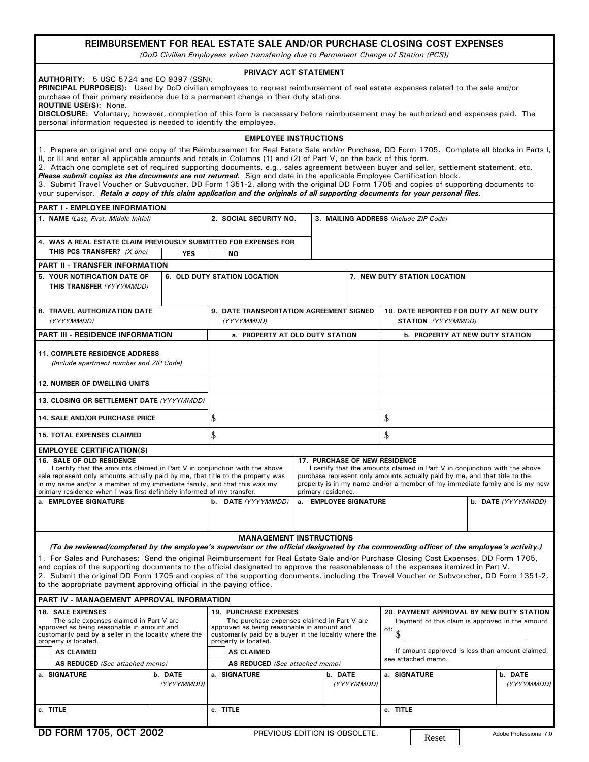# REIMBURSEMENT FOR REAL ESTATE SALE AND/OR PURCHASE CLOSING COST EXPENSES

*(DoD Civilian Employees when transferring due to Permanent Change of Station (PCS))*

## PRIVACY ACT STATEMENT

**AUTHORITY:** 5 USC 5724 and EO 9397 (SSN).
**PRINCIPAL PURPOSE(S):** Used by DoD civilian employees to request reimbursement of real estate expenses related to the sale and/or purchase of their primary residence due to a permanent change in their duty stations.
**ROUTINE USE(S):** None.
**DISCLOSURE:** Voluntary; however, completion of this form is necessary before reimbursement may be authorized and expenses paid. The personal information requested is needed to identify the employee.

## EMPLOYEE INSTRUCTIONS

1. Prepare an original and one copy of the Reimbursement for Real Estate Sale and/or Purchase, DD Form 1705. Complete all blocks in Parts I, II, or III and enter all applicable amounts and totals in Columns (1) and (2) of Part V, on the back of this form.
2. Attach one complete set of required supporting documents, e.g., sales agreement between buyer and seller, settlement statement, etc. ***Please submit copies as the documents are not returned.*** Sign and date in the applicable Employee Certification block.
3. Submit Travel Voucher or Subvoucher, DD Form 1351-2, along with the original DD Form 1705 and copies of supporting documents to your supervisor. ***Retain a copy of this claim application and the originals of all supporting documents for your personal files.***

## PART I - EMPLOYEE INFORMATION

| 1. NAME *(Last, First, Middle Initial)* | 2. SOCIAL SECURITY NO. | 3. MAILING ADDRESS *(Include ZIP Code)* |
|---|---|---|
| | | |

4. WAS A REAL ESTATE CLAIM PREVIOUSLY SUBMITTED FOR EXPENSES FOR THIS PCS TRANSFER? *(X one)* ☐ YES ☐ NO

## PART II - TRANSFER INFORMATION

| 5. YOUR NOTIFICATION DATE OF THIS TRANSFER *(YYYYMMDD)* | 6. OLD DUTY STATION LOCATION | 7. NEW DUTY STATION LOCATION |
|---|---|---|
| | | |
| **8. TRAVEL AUTHORIZATION DATE** *(YYYYMMDD)* | **9. DATE TRANSPORTATION AGREEMENT SIGNED** *(YYYYMMDD)* | **10. DATE REPORTED FOR DUTY AT NEW DUTY STATION** *(YYYYMMDD)* |
| | | |

## PART III - RESIDENCE INFORMATION

| | a. PROPERTY AT OLD DUTY STATION | b. PROPERTY AT NEW DUTY STATION |
|---|---|---|
| 11. COMPLETE RESIDENCE ADDRESS *(Include apartment number and ZIP Code)* | | |
| 12. NUMBER OF DWELLING UNITS | | |
| 13. CLOSING OR SETTLEMENT DATE *(YYYYMMDD)* | | |
| 14. SALE AND/OR PURCHASE PRICE | $ | $ |
| 15. TOTAL EXPENSES CLAIMED | $ | $ |

## EMPLOYEE CERTIFICATION(S)

**16. SALE OF OLD RESIDENCE**
I certify that the amounts claimed in Part V in conjunction with the above sale represent only amounts actually paid by me, that title to the property was in my name and/or a member of my immediate family, and that this was my primary residence when I was first definitely informed of my transfer.

| a. EMPLOYEE SIGNATURE | b. DATE *(YYYYMMDD)* |
|---|---|
| | |

**17. PURCHASE OF NEW RESIDENCE**
I certify that the amounts claimed in Part V in conjunction with the above purchase represent only amounts actually paid by me, and that title to the property is in my name and/or a member of my immediate family and is my new primary residence.

| a. EMPLOYEE SIGNATURE | b. DATE *(YYYYMMDD)* |
|---|---|
| | |

## MANAGEMENT INSTRUCTIONS

***(To be reviewed/completed by the employee's supervisor or the official designated by the commanding officer of the employee's activity.)***

1. For Sales and Purchases: Send the original Reimbursement for Real Estate Sale and/or Purchase Closing Cost Expenses, DD Form 1705, and copies of the supporting documents to the official designated to approve the reasonableness of the expenses itemized in Part V.
2. Submit the original DD Form 1705 and copies of the supporting documents, including the Travel Voucher or Subvoucher, DD Form 1351-2, to the appropriate payment approving official in the paying office.

## PART IV - MANAGEMENT APPROVAL INFORMATION

**18. SALE EXPENSES**
The sale expenses claimed in Part V are approved as being reasonable in amount and customarily paid by a seller in the locality where the property is located.

☐ AS CLAIMED
☐ AS REDUCED *(See attached memo)*

| a. SIGNATURE | b. DATE *(YYYYMMDD)* |
|---|---|
| | |

c. TITLE

**19. PURCHASE EXPENSES**
The purchase expenses claimed in Part V are approved as being reasonable in amount and customarily paid by a buyer in the locality where the property is located.

☐ AS CLAIMED
☐ AS REDUCED *(See attached memo)*

| a. SIGNATURE | b. DATE *(YYYYMMDD)* |
|---|---|
| | |

c. TITLE

**20. PAYMENT APPROVAL BY NEW DUTY STATION**
Payment of this claim is approved in the amount of: $ ____________

If amount approved is less than amount claimed, see attached memo.

| a. SIGNATURE | b. DATE *(YYYYMMDD)* |
|---|---|
| | |

c. TITLE

**DD FORM 1705, OCT 2002** PREVIOUS EDITION IS OBSOLETE.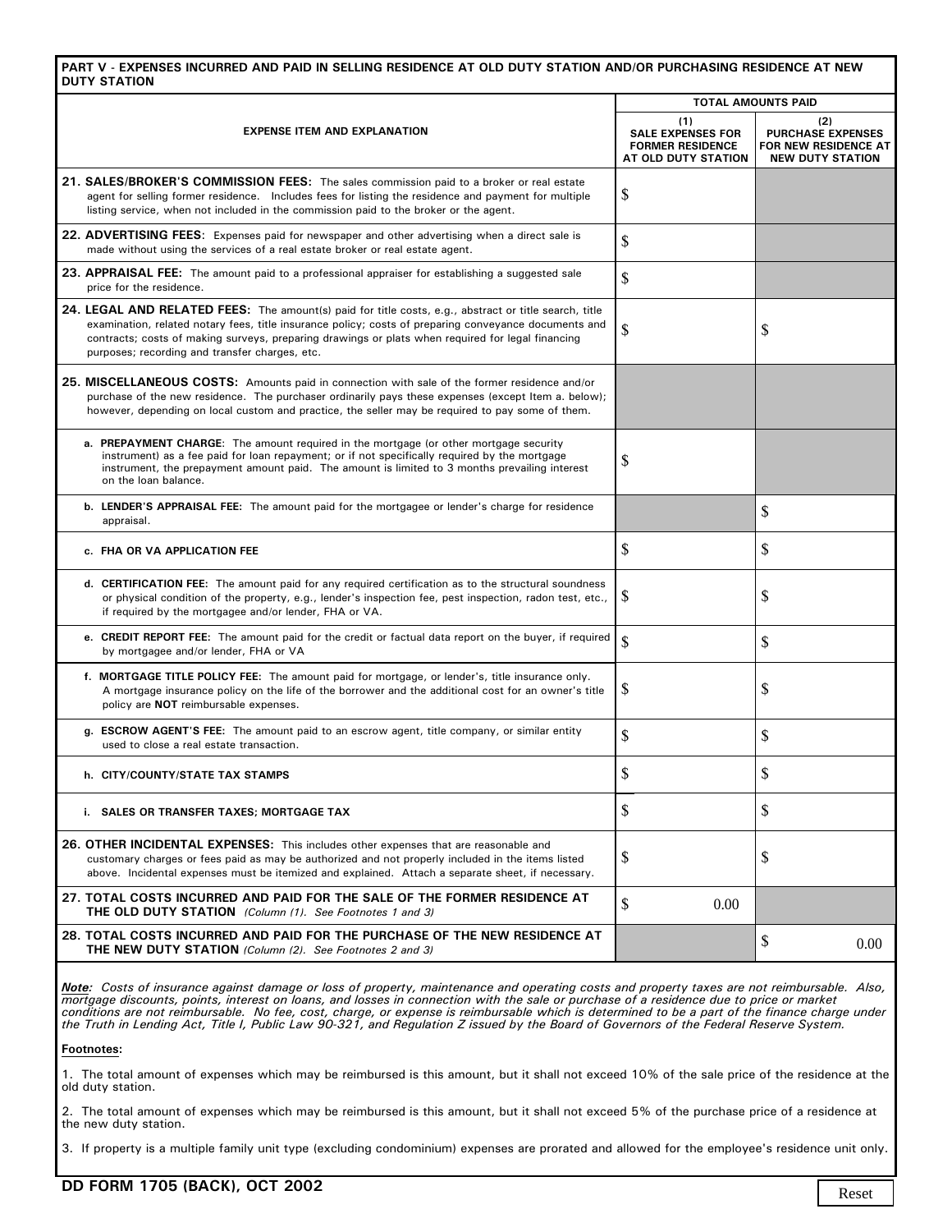## PART V - EXPENSES INCURRED AND PAID IN SELLING RESIDENCE AT OLD DUTY STATION AND/OR PURCHASING RESIDENCE AT NEW DUTY STATION

| EXPENSE ITEM AND EXPLANATION | TOTAL AMOUNTS PAID | |
|---|---|---|
| | (1) SALE EXPENSES FOR FORMER RESIDENCE AT OLD DUTY STATION | (2) PURCHASE EXPENSES FOR NEW RESIDENCE AT NEW DUTY STATION |
| **21. SALES/BROKER'S COMMISSION FEES:** The sales commission paid to a broker or real estate agent for selling former residence. Includes fees for listing the residence and payment for multiple listing service, when not included in the commission paid to the broker or the agent. | $ | |
| **22. ADVERTISING FEES**: Expenses paid for newspaper and other advertising when a direct sale is made without using the services of a real estate broker or real estate agent. | $ | |
| **23. APPRAISAL FEE:** The amount paid to a professional appraiser for establishing a suggested sale price for the residence. | $ | |
| **24. LEGAL AND RELATED FEES:** The amount(s) paid for title costs, e.g., abstract or title search, title examination, related notary fees, title insurance policy; costs of preparing conveyance documents and contracts; costs of making surveys, preparing drawings or plats when required for legal financing purposes; recording and transfer charges, etc. | $ | $ |
| **25. MISCELLANEOUS COSTS:** Amounts paid in connection with sale of the former residence and/or purchase of the new residence. The purchaser ordinarily pays these expenses (except Item a. below); however, depending on local custom and practice, the seller may be required to pay some of them. | | |
| a. **PREPAYMENT CHARGE**: The amount required in the mortgage (or other mortgage security instrument) as a fee paid for loan repayment; or if not specifically required by the mortgage instrument, the prepayment amount paid. The amount is limited to 3 months prevailing interest on the loan balance. | $ | |
| b. **LENDER'S APPRAISAL FEE:** The amount paid for the mortgagee or lender's charge for residence appraisal. | | $ |
| c. **FHA OR VA APPLICATION FEE** | $ | $ |
| d. **CERTIFICATION FEE:** The amount paid for any required certification as to the structural soundness or physical condition of the property, e.g., lender's inspection fee, pest inspection, radon test, etc., if required by the mortgagee and/or lender, FHA or VA. | $ | $ |
| e. **CREDIT REPORT FEE:** The amount paid for the credit or factual data report on the buyer, if required by mortgagee and/or lender, FHA or VA | $ | $ |
| f. **MORTGAGE TITLE POLICY FEE:** The amount paid for mortgage, or lender's, title insurance only. A mortgage insurance policy on the life of the borrower and the additional cost for an owner's title policy are **NOT** reimbursable expenses. | $ | $ |
| g. **ESCROW AGENT'S FEE:** The amount paid to an escrow agent, title company, or similar entity used to close a real estate transaction. | $ | $ |
| h. **CITY/COUNTY/STATE TAX STAMPS** | $ | $ |
| i. **SALES OR TRANSFER TAXES; MORTGAGE TAX** | $ | $ |
| **26. OTHER INCIDENTAL EXPENSES:** This includes other expenses that are reasonable and customary charges or fees paid as may be authorized and not properly included in the items listed above. Incidental expenses must be itemized and explained. Attach a separate sheet, if necessary. | $ | $ |
| **27. TOTAL COSTS INCURRED AND PAID FOR THE SALE OF THE FORMER RESIDENCE AT THE OLD DUTY STATION** *(Column (1). See Footnotes 1 and 3)* | $ 0.00 | |
| **28. TOTAL COSTS INCURRED AND PAID FOR THE PURCHASE OF THE NEW RESIDENCE AT THE NEW DUTY STATION** *(Column (2). See Footnotes 2 and 3)* | | $ 0.00 |

***Note**: Costs of insurance against damage or loss of property, maintenance and operating costs and property taxes are not reimbursable. Also, mortgage discounts, points, interest on loans, and losses in connection with the sale or purchase of a residence due to price or market conditions are not reimbursable. No fee, cost, charge, or expense is reimbursable which is determined to be a part of the finance charge under the Truth in Lending Act, Title I, Public Law 90-321, and Regulation Z issued by the Board of Governors of the Federal Reserve System.*

**Footnotes:**

1. The total amount of expenses which may be reimbursed is this amount, but it shall not exceed 10% of the sale price of the residence at the old duty station.

2. The total amount of expenses which may be reimbursed is this amount, but it shall not exceed 5% of the purchase price of a residence at the new duty station.

3. If property is a multiple family unit type (excluding condominium) expenses are prorated and allowed for the employee's residence unit only.

**DD FORM 1705 (BACK), OCT 2002**

Reset